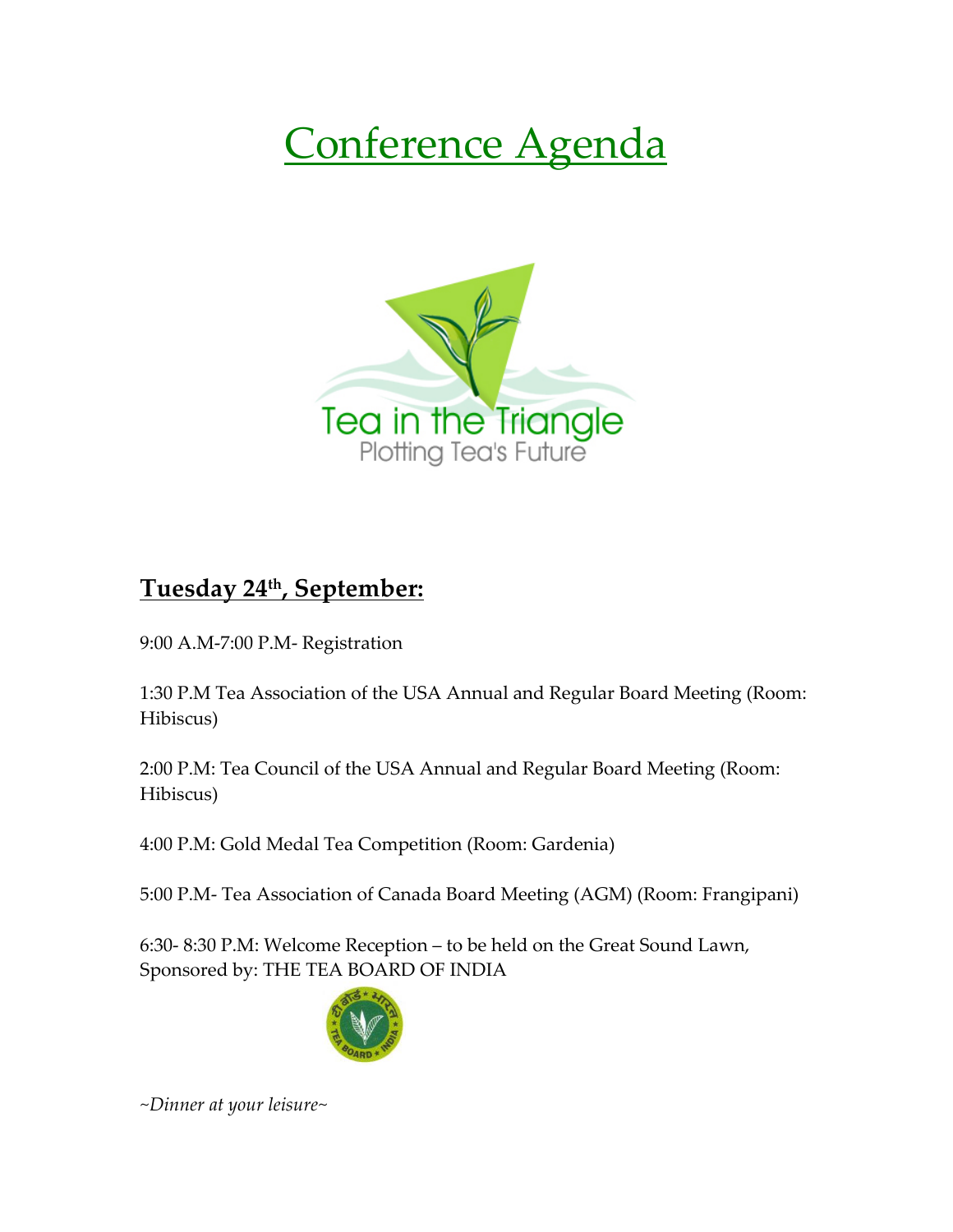# Conference Agenda

Tea in the Triangle
Plotting Tea's Future

## Tuesday 24th, September:

9:00 A.M-7:00 P.M- Registration

1:30 P.M Tea Association of the USA Annual and Regular Board Meeting (Room: Hibiscus)

2:00 P.M: Tea Council of the USA Annual and Regular Board Meeting (Room: Hibiscus)

4:00 P.M: Gold Medal Tea Competition (Room: Gardenia)

5:00 P.M- Tea Association of Canada Board Meeting (AGM) (Room: Frangipani)

6:30- 8:30 P.M: Welcome Reception – to be held on the Great Sound Lawn, Sponsored by: THE TEA BOARD OF INDIA

*~Dinner at your leisure~*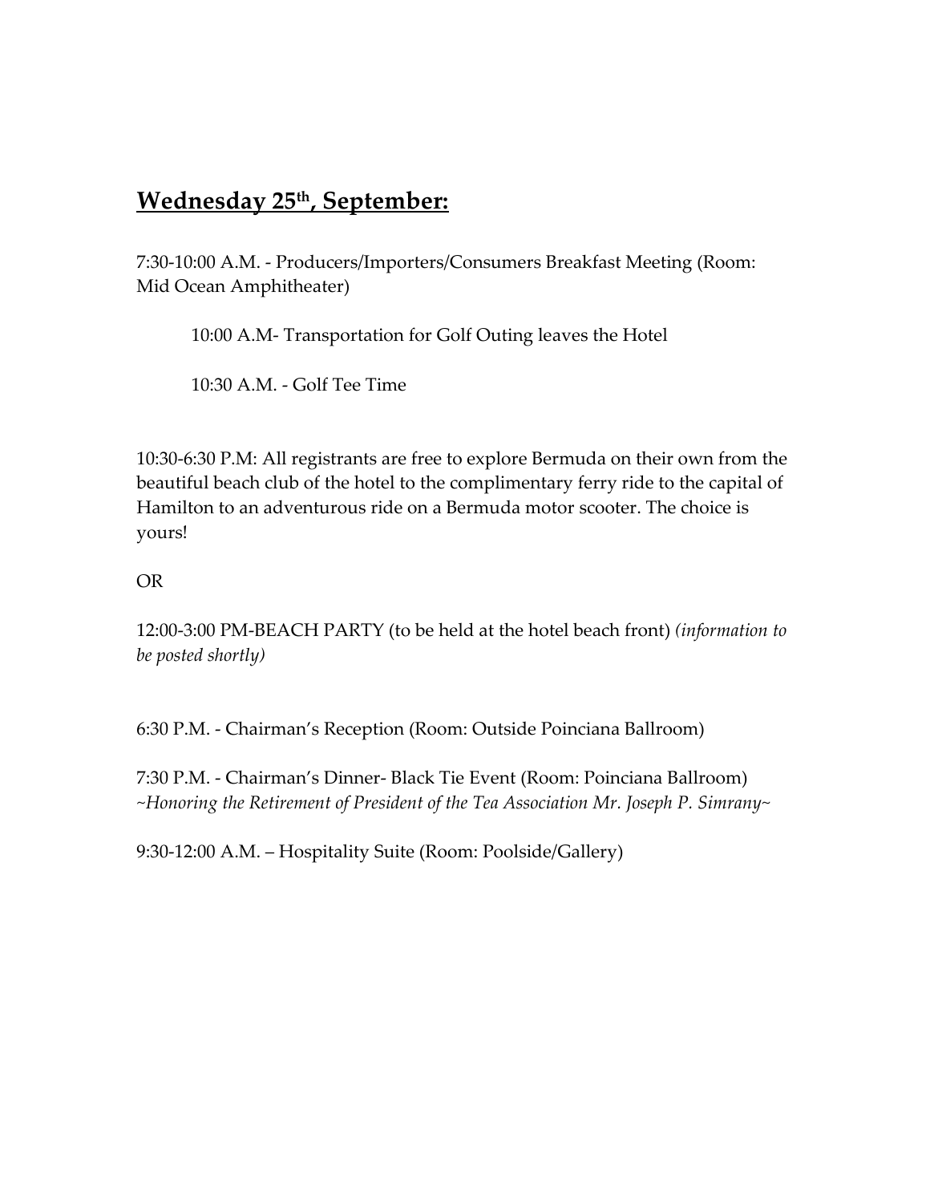## **Wednesday 25th, September:**

7:30-10:00 A.M. - Producers/Importers/Consumers Breakfast Meeting (Room: Mid Ocean Amphitheater)

> 10:00 A.M- Transportation for Golf Outing leaves the Hotel
>
> 10:30 A.M. - Golf Tee Time

10:30-6:30 P.M: All registrants are free to explore Bermuda on their own from the beautiful beach club of the hotel to the complimentary ferry ride to the capital of Hamilton to an adventurous ride on a Bermuda motor scooter. The choice is yours!

OR

12:00-3:00 PM-BEACH PARTY (to be held at the hotel beach front) *(information to be posted shortly)*

6:30 P.M. - Chairman's Reception (Room: Outside Poinciana Ballroom)

7:30 P.M. - Chairman's Dinner- Black Tie Event (Room: Poinciana Ballroom)
*~Honoring the Retirement of President of the Tea Association Mr. Joseph P. Simrany~*

9:30-12:00 A.M. – Hospitality Suite (Room: Poolside/Gallery)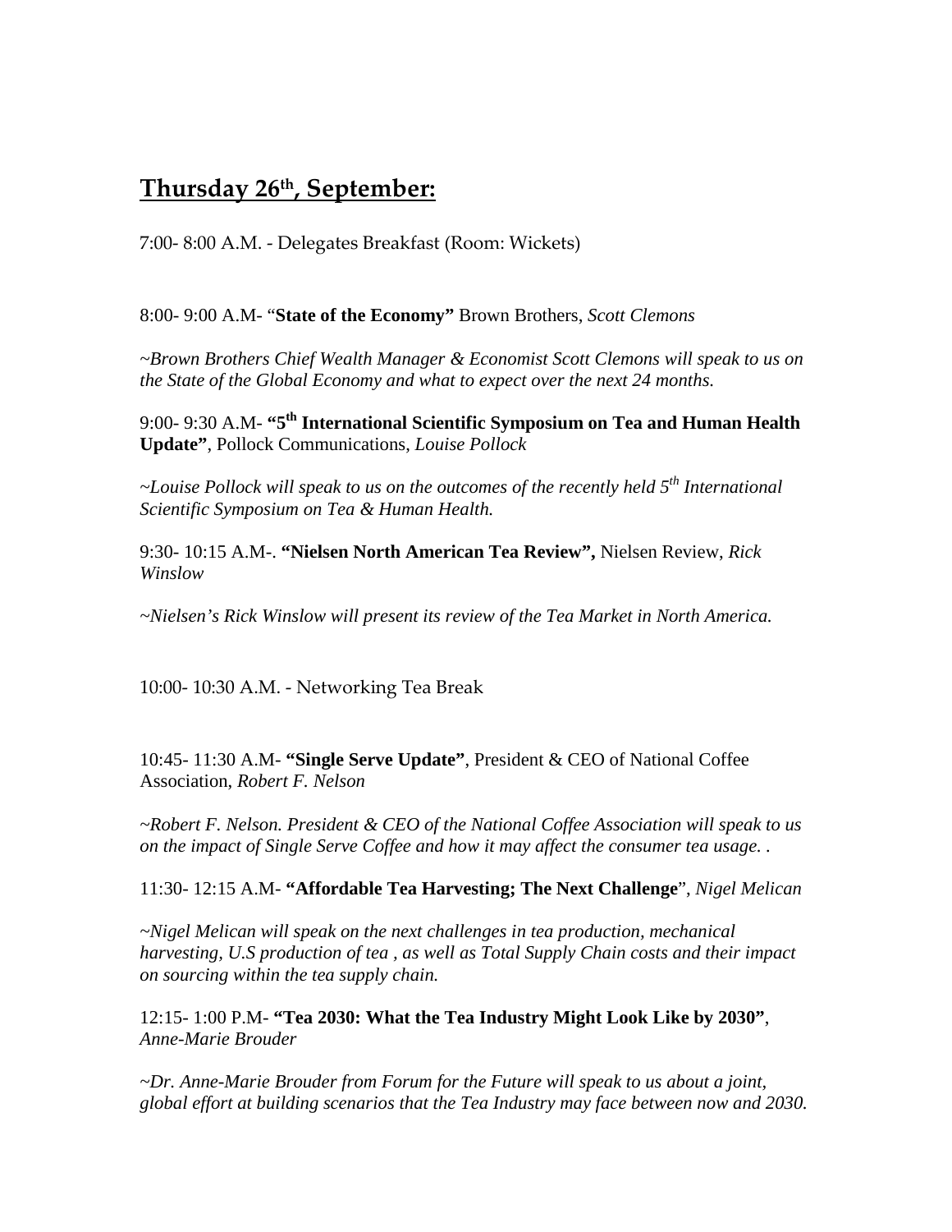## **Thursday 26th, September:**

7:00- 8:00 A.M. - Delegates Breakfast (Room: Wickets)

8:00- 9:00 A.M- "**State of the Economy"** Brown Brothers, *Scott Clemons*

*~Brown Brothers Chief Wealth Manager & Economist Scott Clemons will speak to us on the State of the Global Economy and what to expect over the next 24 months.*

9:00- 9:30 A.M- **"5th International Scientific Symposium on Tea and Human Health Update"**, Pollock Communications, *Louise Pollock*

*~Louise Pollock will speak to us on the outcomes of the recently held 5th International Scientific Symposium on Tea & Human Health.*

9:30- 10:15 A.M-. **"Nielsen North American Tea Review",** Nielsen Review, *Rick Winslow*

*~Nielsen's Rick Winslow will present its review of the Tea Market in North America.*

10:00- 10:30 A.M. - Networking Tea Break

10:45- 11:30 A.M- **"Single Serve Update"**, President & CEO of National Coffee Association, *Robert F. Nelson*

*~Robert F. Nelson. President & CEO of the National Coffee Association will speak to us on the impact of Single Serve Coffee and how it may affect the consumer tea usage. .*

11:30- 12:15 A.M- **"Affordable Tea Harvesting; The Next Challenge**", *Nigel Melican*

*~Nigel Melican will speak on the next challenges in tea production, mechanical harvesting, U.S production of tea , as well as Total Supply Chain costs and their impact on sourcing within the tea supply chain.*

12:15- 1:00 P.M- **"Tea 2030: What the Tea Industry Might Look Like by 2030"**, *Anne-Marie Brouder*

*~Dr. Anne-Marie Brouder from Forum for the Future will speak to us about a joint, global effort at building scenarios that the Tea Industry may face between now and 2030.*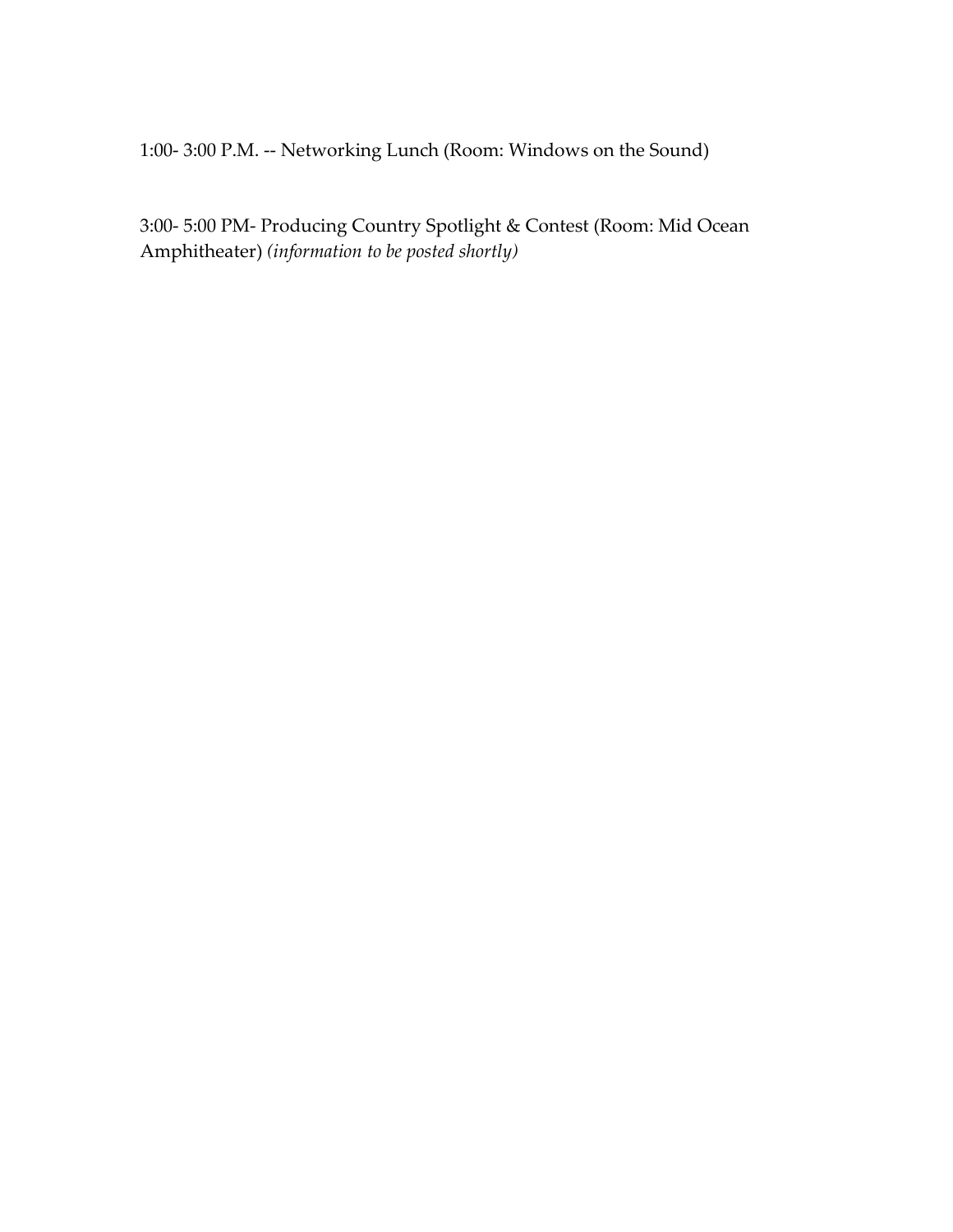1:00- 3:00 P.M. -- Networking Lunch (Room: Windows on the Sound)

3:00- 5:00 PM- Producing Country Spotlight & Contest (Room: Mid Ocean Amphitheater) *(information to be posted shortly)*